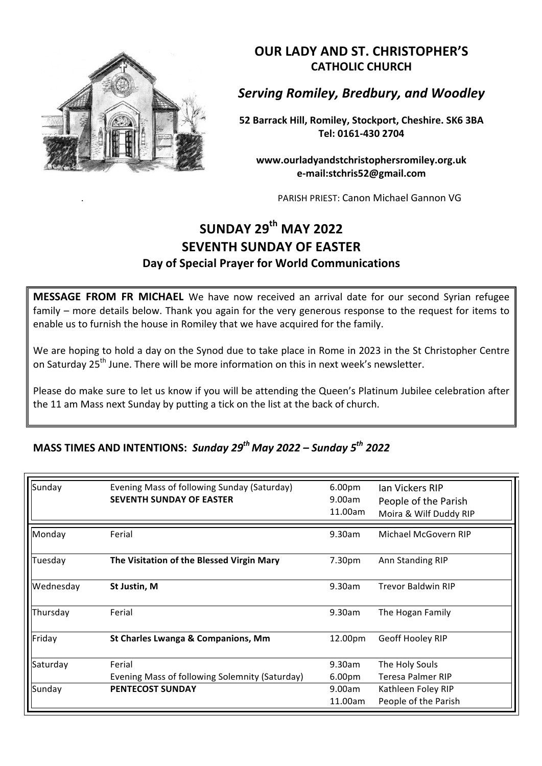# OUR LADY AND ST. CHRISTOPHER'S
## CATHOLIC CHURCH

***Serving Romiley, Bredbury, and Woodley***

**52 Barrack Hill, Romiley, Stockport, Cheshire. SK6 3BA**
**Tel: 0161-430 2704**

**www.ourladyandstchristophersromiley.org.uk**
**e-mail:stchris52@gmail.com**

PARISH PRIEST: Canon Michael Gannon VG

# SUNDAY 29th MAY 2022
# SEVENTH SUNDAY OF EASTER
### Day of Special Prayer for World Communications

**MESSAGE FROM FR MICHAEL** We have now received an arrival date for our second Syrian refugee family – more details below. Thank you again for the very generous response to the request for items to enable us to furnish the house in Romiley that we have acquired for the family.

We are hoping to hold a day on the Synod due to take place in Rome in 2023 in the St Christopher Centre on Saturday 25th June. There will be more information on this in next week's newsletter.

Please do make sure to let us know if you will be attending the Queen's Platinum Jubilee celebration after the 11 am Mass next Sunday by putting a tick on the list at the back of church.

## MASS TIMES AND INTENTIONS: *Sunday 29th May 2022 – Sunday 5th 2022*

| | | | |
|---|---|---|---|
| Sunday | Evening Mass of following Sunday (Saturday) | 6.00pm | Ian Vickers RIP |
| | **SEVENTH SUNDAY OF EASTER** | 9.00am | People of the Parish |
| | | 11.00am | Moira & Wilf Duddy RIP |
| Monday | Ferial | 9.30am | Michael McGovern RIP |
| Tuesday | **The Visitation of the Blessed Virgin Mary** | 7.30pm | Ann Standing RIP |
| Wednesday | **St Justin, M** | 9.30am | Trevor Baldwin RIP |
| Thursday | Ferial | 9.30am | The Hogan Family |
| Friday | **St Charles Lwanga & Companions, Mm** | 12.00pm | Geoff Hooley RIP |
| Saturday | Ferial | 9.30am | The Holy Souls |
| | Evening Mass of following Solemnity (Saturday) | 6.00pm | Teresa Palmer RIP |
| Sunday | **PENTECOST SUNDAY** | 9.00am | Kathleen Foley RIP |
| | | 11.00am | People of the Parish |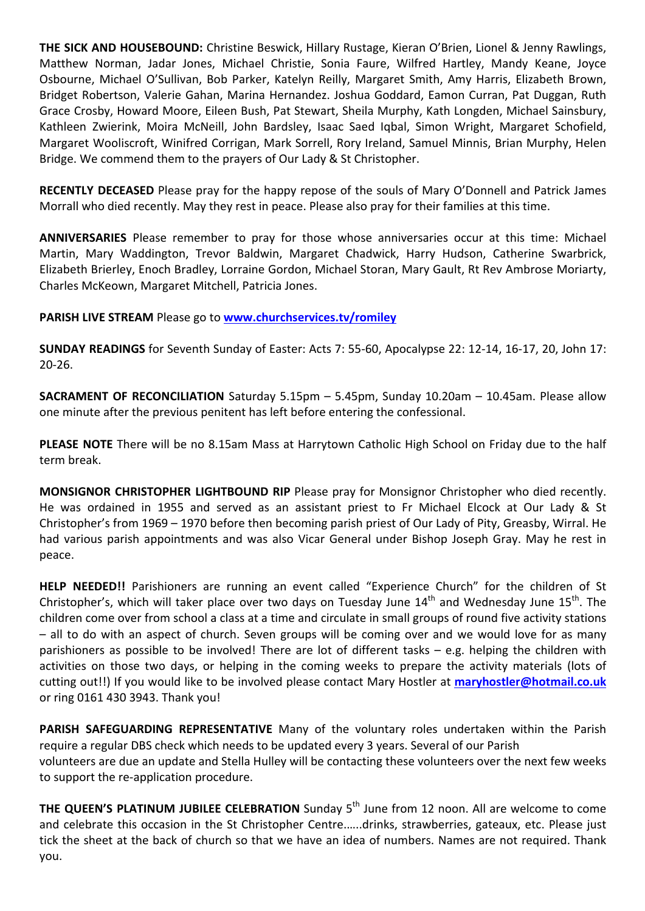**THE SICK AND HOUSEBOUND:** Christine Beswick, Hillary Rustage, Kieran O'Brien, Lionel & Jenny Rawlings, Matthew Norman, Jadar Jones, Michael Christie, Sonia Faure, Wilfred Hartley, Mandy Keane, Joyce Osbourne, Michael O'Sullivan, Bob Parker, Katelyn Reilly, Margaret Smith, Amy Harris, Elizabeth Brown, Bridget Robertson, Valerie Gahan, Marina Hernandez. Joshua Goddard, Eamon Curran, Pat Duggan, Ruth Grace Crosby, Howard Moore, Eileen Bush, Pat Stewart, Sheila Murphy, Kath Longden, Michael Sainsbury, Kathleen Zwierink, Moira McNeill, John Bardsley, Isaac Saed Iqbal, Simon Wright, Margaret Schofield, Margaret Wooliscroft, Winifred Corrigan, Mark Sorrell, Rory Ireland, Samuel Minnis, Brian Murphy, Helen Bridge. We commend them to the prayers of Our Lady & St Christopher.

**RECENTLY DECEASED** Please pray for the happy repose of the souls of Mary O'Donnell and Patrick James Morrall who died recently. May they rest in peace. Please also pray for their families at this time.

**ANNIVERSARIES** Please remember to pray for those whose anniversaries occur at this time: Michael Martin, Mary Waddington, Trevor Baldwin, Margaret Chadwick, Harry Hudson, Catherine Swarbrick, Elizabeth Brierley, Enoch Bradley, Lorraine Gordon, Michael Storan, Mary Gault, Rt Rev Ambrose Moriarty, Charles McKeown, Margaret Mitchell, Patricia Jones.

**PARISH LIVE STREAM** Please go to **www.churchservices.tv/romiley**

**SUNDAY READINGS** for Seventh Sunday of Easter: Acts 7: 55-60, Apocalypse 22: 12-14, 16-17, 20, John 17: 20-26.

**SACRAMENT OF RECONCILIATION** Saturday 5.15pm – 5.45pm, Sunday 10.20am – 10.45am. Please allow one minute after the previous penitent has left before entering the confessional.

**PLEASE NOTE** There will be no 8.15am Mass at Harrytown Catholic High School on Friday due to the half term break.

**MONSIGNOR CHRISTOPHER LIGHTBOUND RIP** Please pray for Monsignor Christopher who died recently. He was ordained in 1955 and served as an assistant priest to Fr Michael Elcock at Our Lady & St Christopher's from 1969 – 1970 before then becoming parish priest of Our Lady of Pity, Greasby, Wirral. He had various parish appointments and was also Vicar General under Bishop Joseph Gray. May he rest in peace.

**HELP NEEDED!!** Parishioners are running an event called "Experience Church" for the children of St Christopher's, which will taker place over two days on Tuesday June 14th and Wednesday June 15th. The children come over from school a class at a time and circulate in small groups of round five activity stations – all to do with an aspect of church. Seven groups will be coming over and we would love for as many parishioners as possible to be involved! There are lot of different tasks – e.g. helping the children with activities on those two days, or helping in the coming weeks to prepare the activity materials (lots of cutting out!!) If you would like to be involved please contact Mary Hostler at **maryhostler@hotmail.co.uk** or ring 0161 430 3943. Thank you!

**PARISH SAFEGUARDING REPRESENTATIVE** Many of the voluntary roles undertaken within the Parish require a regular DBS check which needs to be updated every 3 years. Several of our Parish volunteers are due an update and Stella Hulley will be contacting these volunteers over the next few weeks to support the re-application procedure.

**THE QUEEN'S PLATINUM JUBILEE CELEBRATION** Sunday 5th June from 12 noon. All are welcome to come and celebrate this occasion in the St Christopher Centre……drinks, strawberries, gateaux, etc. Please just tick the sheet at the back of church so that we have an idea of numbers. Names are not required. Thank you.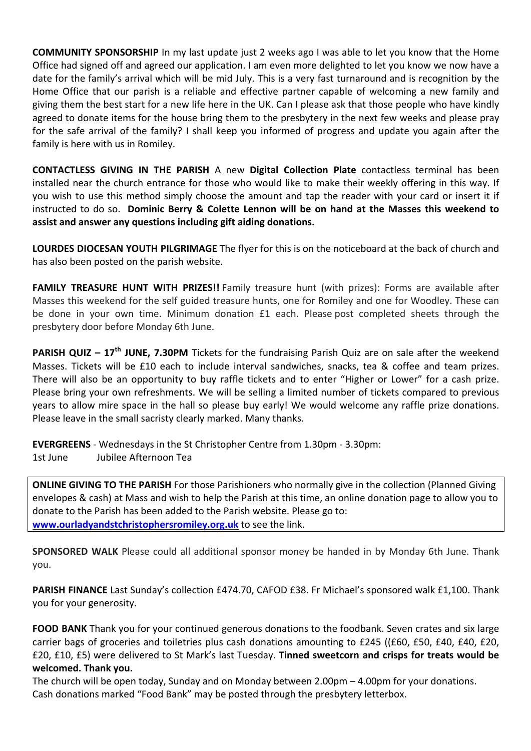**COMMUNITY SPONSORSHIP** In my last update just 2 weeks ago I was able to let you know that the Home Office had signed off and agreed our application. I am even more delighted to let you know we now have a date for the family's arrival which will be mid July. This is a very fast turnaround and is recognition by the Home Office that our parish is a reliable and effective partner capable of welcoming a new family and giving them the best start for a new life here in the UK. Can I please ask that those people who have kindly agreed to donate items for the house bring them to the presbytery in the next few weeks and please pray for the safe arrival of the family? I shall keep you informed of progress and update you again after the family is here with us in Romiley.

**CONTACTLESS GIVING IN THE PARISH** A new **Digital Collection Plate** contactless terminal has been installed near the church entrance for those who would like to make their weekly offering in this way. If you wish to use this method simply choose the amount and tap the reader with your card or insert it if instructed to do so. **Dominic Berry & Colette Lennon will be on hand at the Masses this weekend to assist and answer any questions including gift aiding donations.**

**LOURDES DIOCESAN YOUTH PILGRIMAGE** The flyer for this is on the noticeboard at the back of church and has also been posted on the parish website.

**FAMILY TREASURE HUNT WITH PRIZES!!** Family treasure hunt (with prizes): Forms are available after Masses this weekend for the self guided treasure hunts, one for Romiley and one for Woodley. These can be done in your own time. Minimum donation £1 each. Please post completed sheets through the presbytery door before Monday 6th June.

**PARISH QUIZ – 17th JUNE, 7.30PM** Tickets for the fundraising Parish Quiz are on sale after the weekend Masses. Tickets will be £10 each to include interval sandwiches, snacks, tea & coffee and team prizes. There will also be an opportunity to buy raffle tickets and to enter "Higher or Lower" for a cash prize. Please bring your own refreshments. We will be selling a limited number of tickets compared to previous years to allow mire space in the hall so please buy early! We would welcome any raffle prize donations. Please leave in the small sacristy clearly marked. Many thanks.

**EVERGREENS** - Wednesdays in the St Christopher Centre from 1.30pm - 3.30pm:
1st June Jubilee Afternoon Tea

**ONLINE GIVING TO THE PARISH** For those Parishioners who normally give in the collection (Planned Giving envelopes & cash) at Mass and wish to help the Parish at this time, an online donation page to allow you to donate to the Parish has been added to the Parish website. Please go to: [www.ourladyandstchristophersromiley.org.uk](http://www.ourladyandstchristophersromiley.org.uk) to see the link.

**SPONSORED WALK** Please could all additional sponsor money be handed in by Monday 6th June. Thank you.

**PARISH FINANCE** Last Sunday's collection £474.70, CAFOD £38. Fr Michael's sponsored walk £1,100. Thank you for your generosity.

**FOOD BANK** Thank you for your continued generous donations to the foodbank. Seven crates and six large carrier bags of groceries and toiletries plus cash donations amounting to £245 ((£60, £50, £40, £40, £20, £20, £10, £5) were delivered to St Mark's last Tuesday. **Tinned sweetcorn and crisps for treats would be welcomed. Thank you.**
The church will be open today, Sunday and on Monday between 2.00pm – 4.00pm for your donations.
Cash donations marked "Food Bank" may be posted through the presbytery letterbox.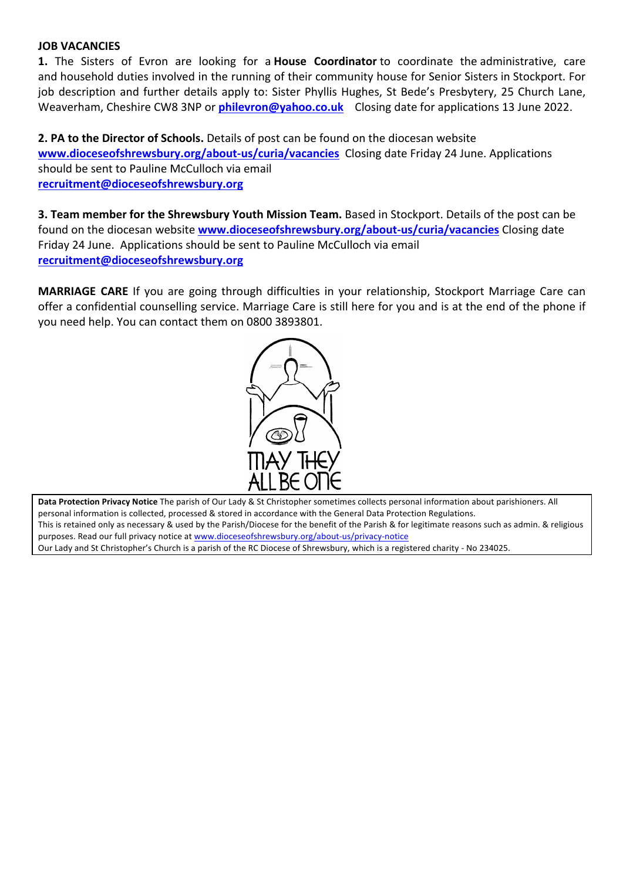**JOB VACANCIES**

**1.** The Sisters of Evron are looking for a **House Coordinator** to coordinate the administrative, care and household duties involved in the running of their community house for Senior Sisters in Stockport. For job description and further details apply to: Sister Phyllis Hughes, St Bede's Presbytery, 25 Church Lane, Weaverham, Cheshire CW8 3NP or **philevron@yahoo.co.uk** Closing date for applications 13 June 2022.

**2. PA to the Director of Schools.** Details of post can be found on the diocesan website **www.dioceseofshrewsbury.org/about-us/curia/vacancies** Closing date Friday 24 June. Applications should be sent to Pauline McCulloch via email **recruitment@dioceseofshrewsbury.org**

**3. Team member for the Shrewsbury Youth Mission Team.** Based in Stockport. Details of the post can be found on the diocesan website **www.dioceseofshrewsbury.org/about-us/curia/vacancies** Closing date Friday 24 June. Applications should be sent to Pauline McCulloch via email **recruitment@dioceseofshrewsbury.org**

**MARRIAGE CARE** If you are going through difficulties in your relationship, Stockport Marriage Care can offer a confidential counselling service. Marriage Care is still here for you and is at the end of the phone if you need help. You can contact them on 0800 3893801.

MAY THEY ALL BE ONE

**Data Protection Privacy Notice** The parish of Our Lady & St Christopher sometimes collects personal information about parishioners. All personal information is collected, processed & stored in accordance with the General Data Protection Regulations. This is retained only as necessary & used by the Parish/Diocese for the benefit of the Parish & for legitimate reasons such as admin. & religious purposes. Read our full privacy notice at www.dioceseofshrewsbury.org/about-us/privacy-notice
Our Lady and St Christopher's Church is a parish of the RC Diocese of Shrewsbury, which is a registered charity - No 234025.